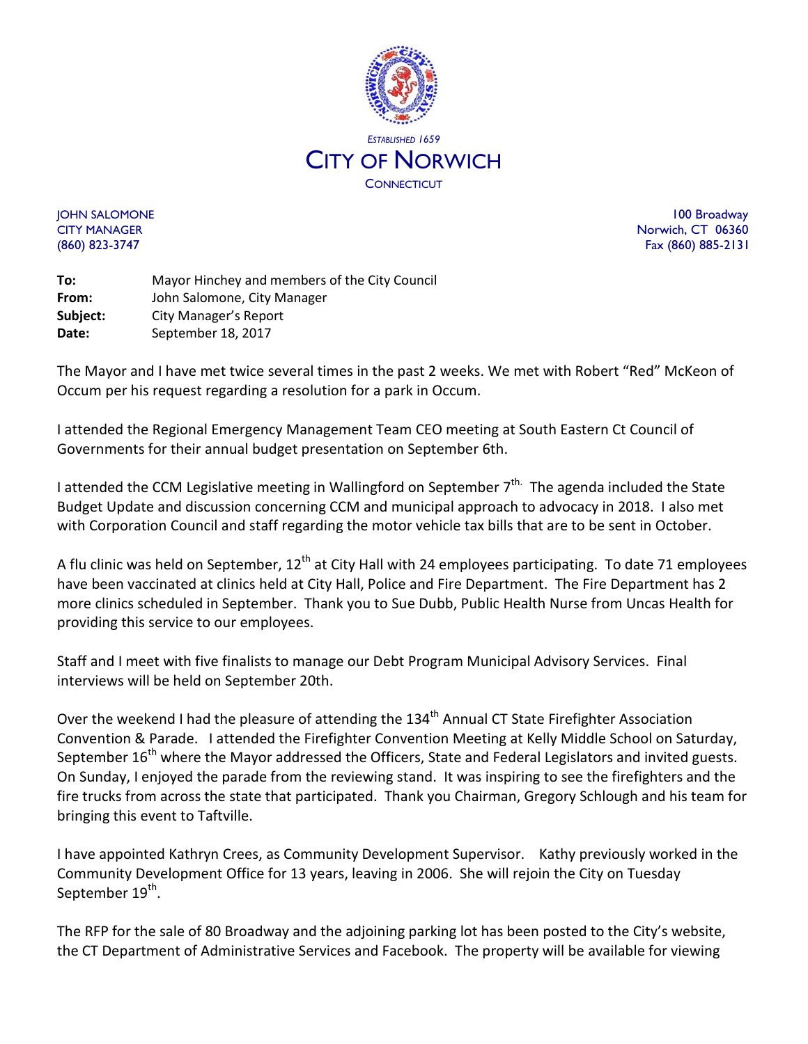*ESTABLISHED 1659*

# CITY OF NORWICH

CONNECTICUT

JOHN SALOMONE
CITY MANAGER
(860) 823-3747

100 Broadway
Norwich, CT 06360
Fax (860) 885-2131

**To:** Mayor Hinchey and members of the City Council
**From:** John Salomone, City Manager
**Subject:** City Manager's Report
**Date:** September 18, 2017

The Mayor and I have met twice several times in the past 2 weeks. We met with Robert "Red" McKeon of Occum per his request regarding a resolution for a park in Occum.

I attended the Regional Emergency Management Team CEO meeting at South Eastern Ct Council of Governments for their annual budget presentation on September 6th.

I attended the CCM Legislative meeting in Wallingford on September 7th. The agenda included the State Budget Update and discussion concerning CCM and municipal approach to advocacy in 2018. I also met with Corporation Council and staff regarding the motor vehicle tax bills that are to be sent in October.

A flu clinic was held on September, 12th at City Hall with 24 employees participating. To date 71 employees have been vaccinated at clinics held at City Hall, Police and Fire Department. The Fire Department has 2 more clinics scheduled in September. Thank you to Sue Dubb, Public Health Nurse from Uncas Health for providing this service to our employees.

Staff and I meet with five finalists to manage our Debt Program Municipal Advisory Services. Final interviews will be held on September 20th.

Over the weekend I had the pleasure of attending the 134th Annual CT State Firefighter Association Convention & Parade. I attended the Firefighter Convention Meeting at Kelly Middle School on Saturday, September 16th where the Mayor addressed the Officers, State and Federal Legislators and invited guests. On Sunday, I enjoyed the parade from the reviewing stand. It was inspiring to see the firefighters and the fire trucks from across the state that participated. Thank you Chairman, Gregory Schlough and his team for bringing this event to Taftville.

I have appointed Kathryn Crees, as Community Development Supervisor. Kathy previously worked in the Community Development Office for 13 years, leaving in 2006. She will rejoin the City on Tuesday September 19th.

The RFP for the sale of 80 Broadway and the adjoining parking lot has been posted to the City's website, the CT Department of Administrative Services and Facebook. The property will be available for viewing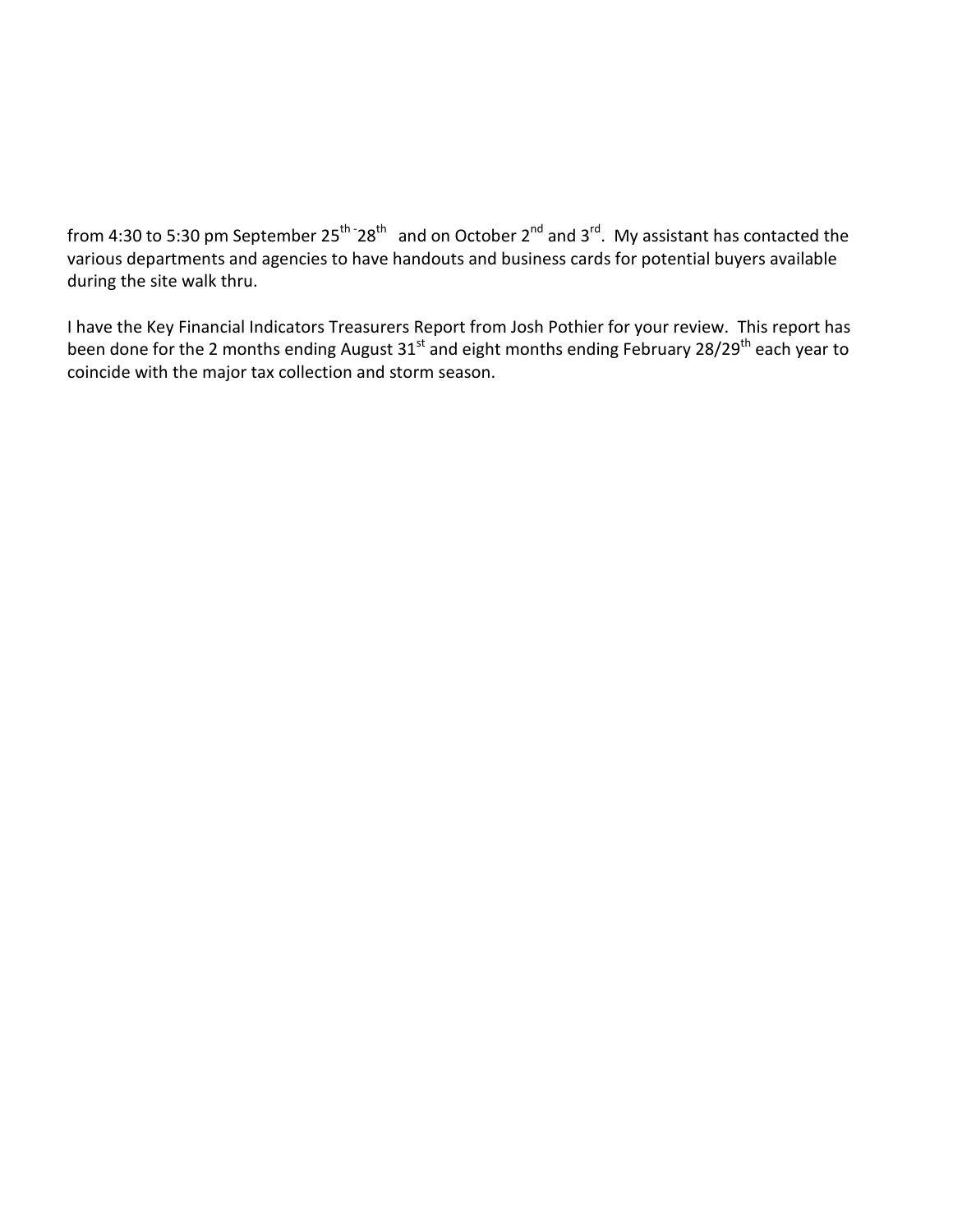from 4:30 to 5:30 pm September 25th -28th and on October 2nd and 3rd. My assistant has contacted the various departments and agencies to have handouts and business cards for potential buyers available during the site walk thru.

I have the Key Financial Indicators Treasurers Report from Josh Pothier for your review. This report has been done for the 2 months ending August 31st and eight months ending February 28/29th each year to coincide with the major tax collection and storm season.